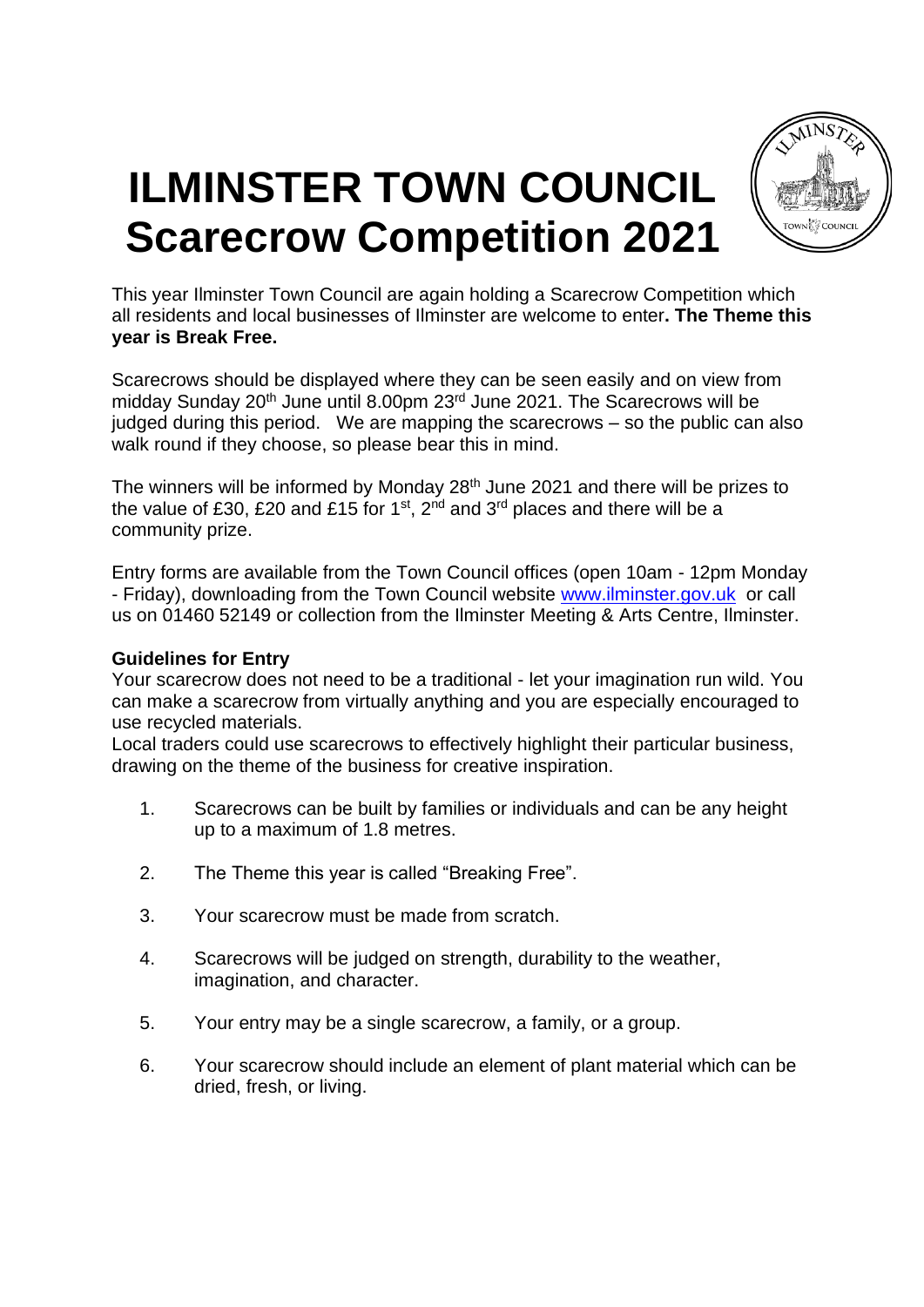# ILMINSTER TOWN COUNCIL
# Scarecrow Competition 2021

This year Ilminster Town Council are again holding a Scarecrow Competition which all residents and local businesses of Ilminster are welcome to enter**. The Theme this year is Break Free.**

Scarecrows should be displayed where they can be seen easily and on view from midday Sunday 20th June until 8.00pm 23rd June 2021. The Scarecrows will be judged during this period. We are mapping the scarecrows – so the public can also walk round if they choose, so please bear this in mind.

The winners will be informed by Monday 28th June 2021 and there will be prizes to the value of £30, £20 and £15 for 1st, 2nd and 3rd places and there will be a community prize.

Entry forms are available from the Town Council offices (open 10am - 12pm Monday - Friday), downloading from the Town Council website www.ilminster.gov.uk or call us on 01460 52149 or collection from the Ilminster Meeting & Arts Centre, Ilminster.

**Guidelines for Entry**

Your scarecrow does not need to be a traditional - let your imagination run wild. You can make a scarecrow from virtually anything and you are especially encouraged to use recycled materials.

Local traders could use scarecrows to effectively highlight their particular business, drawing on the theme of the business for creative inspiration.

1. Scarecrows can be built by families or individuals and can be any height up to a maximum of 1.8 metres.
2. The Theme this year is called "Breaking Free".
3. Your scarecrow must be made from scratch.
4. Scarecrows will be judged on strength, durability to the weather, imagination, and character.
5. Your entry may be a single scarecrow, a family, or a group.
6. Your scarecrow should include an element of plant material which can be dried, fresh, or living.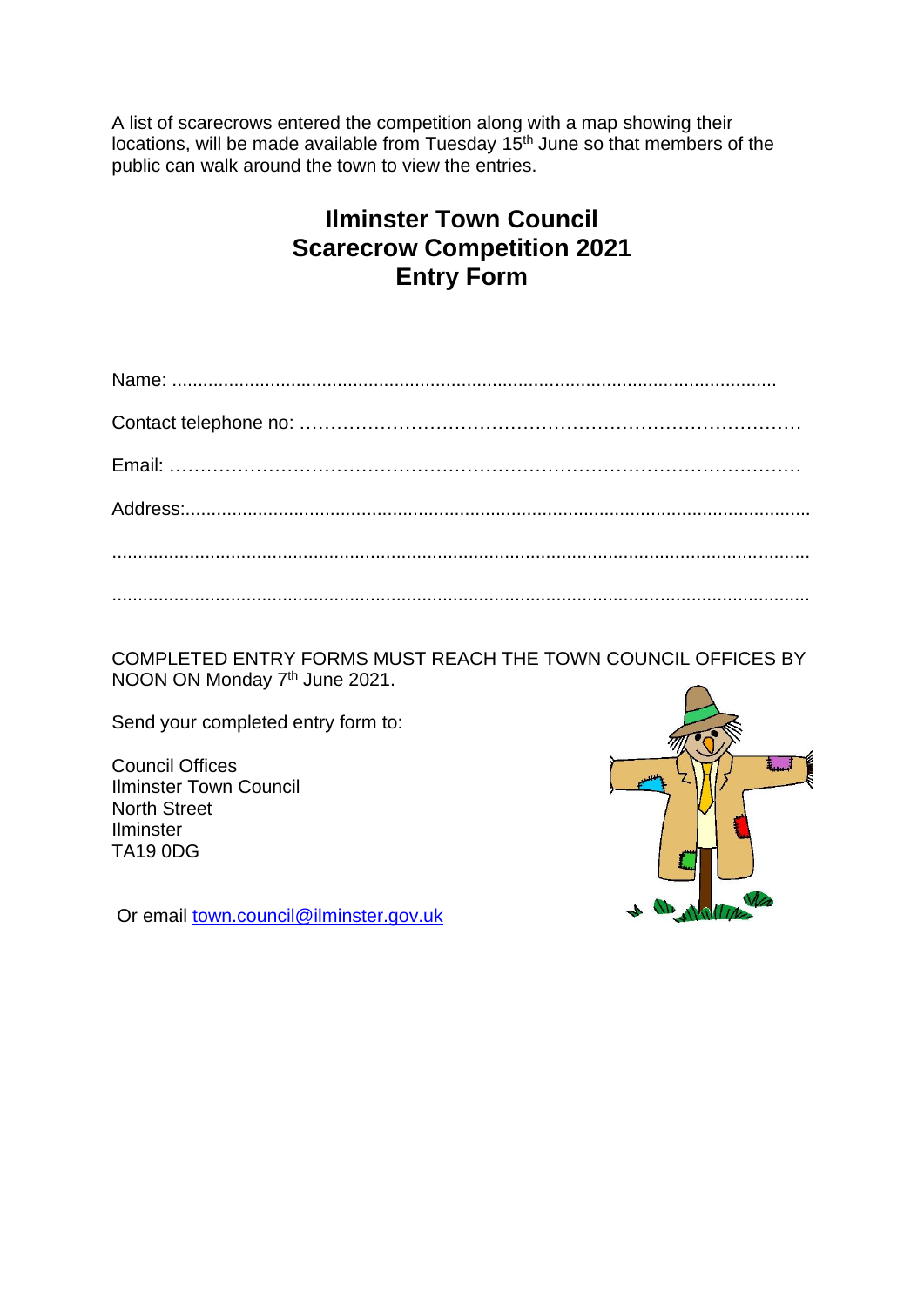A list of scarecrows entered the competition along with a map showing their locations, will be made available from Tuesday 15th June so that members of the public can walk around the town to view the entries.

# Ilminster Town Council
# Scarecrow Competition 2021
# Entry Form

Name: ..................................................................................................................

Contact telephone no: ………………………………………………………………………

Email: ………………………………………………………………………………………

Address:.......................................................................................................................

........................................................................................................................................

........................................................................................................................................

COMPLETED ENTRY FORMS MUST REACH THE TOWN COUNCIL OFFICES BY NOON ON Monday 7th June 2021.

Send your completed entry form to:

Council Offices
Ilminster Town Council
North Street
Ilminster
TA19 0DG

Or email town.council@ilminster.gov.uk